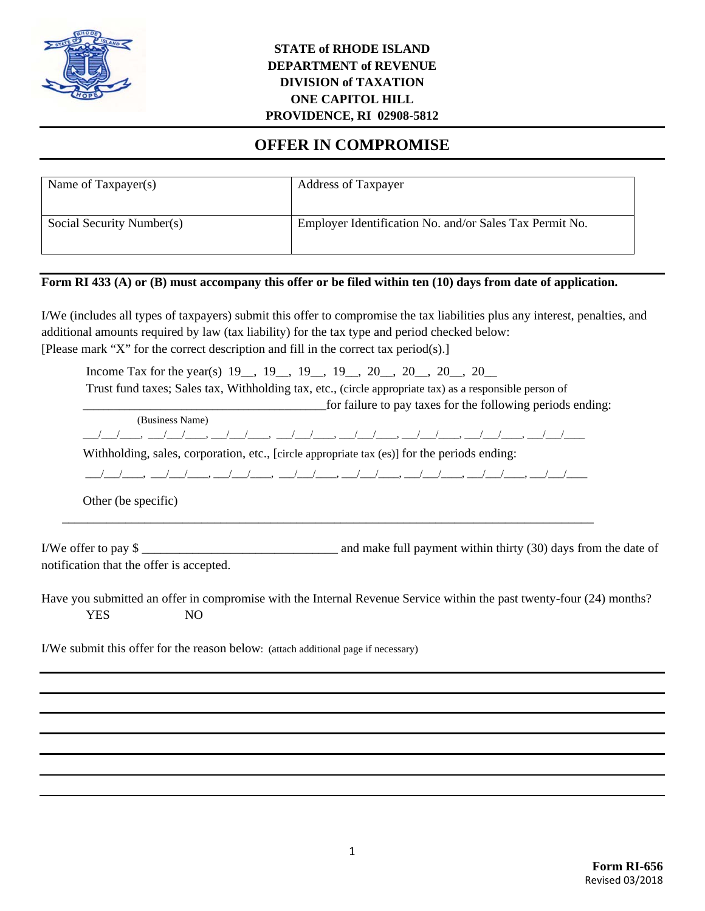**STATE of RHODE ISLAND**
**DEPARTMENT of REVENUE**
**DIVISION of TAXATION**
**ONE CAPITOL HILL**
**PROVIDENCE, RI 02908-5812**

# OFFER IN COMPROMISE

| Name of Taxpayer(s) | Address of Taxpayer |
|---|---|
| Social Security Number(s) | Employer Identification No. and/or Sales Tax Permit No. |

**Form RI 433 (A) or (B) must accompany this offer or be filed within ten (10) days from date of application.**

I/We (includes all types of taxpayers) submit this offer to compromise the tax liabilities plus any interest, penalties, and additional amounts required by law (tax liability) for the tax type and period checked below:
[Please mark "X" for the correct description and fill in the correct tax period(s).]

Income Tax for the year(s) 19__, 19__, 19__, 19__, 20__, 20__, 20__, 20__

Trust fund taxes; Sales tax, Withholding tax, etc., (circle appropriate tax) as a responsible person of ________________________________________ for failure to pay taxes for the following periods ending:
(Business Name)

__/__/___, __/__/___, __/__/___, __/__/___, __/__/___, __/__/___, __/__/___, __/__/___

Withholding, sales, corporation, etc., [circle appropriate tax (es)] for the periods ending:

__/__/___, __/__/___, __/__/___, __/__/___, __/__/___, __/__/___, __/__/___, __/__/___

Other (be specific)

________________________________________________________________________________

I/We offer to pay $ ______________________________ and make full payment within thirty (30) days from the date of notification that the offer is accepted.

Have you submitted an offer in compromise with the Internal Revenue Service within the past twenty-four (24) months?
YES NO

I/We submit this offer for the reason below: (attach additional page if necessary)

________________________________________________________________________________

________________________________________________________________________________

________________________________________________________________________________

________________________________________________________________________________

________________________________________________________________________________

________________________________________________________________________________

________________________________________________________________________________

**Form RI-656**
Revised 03/2018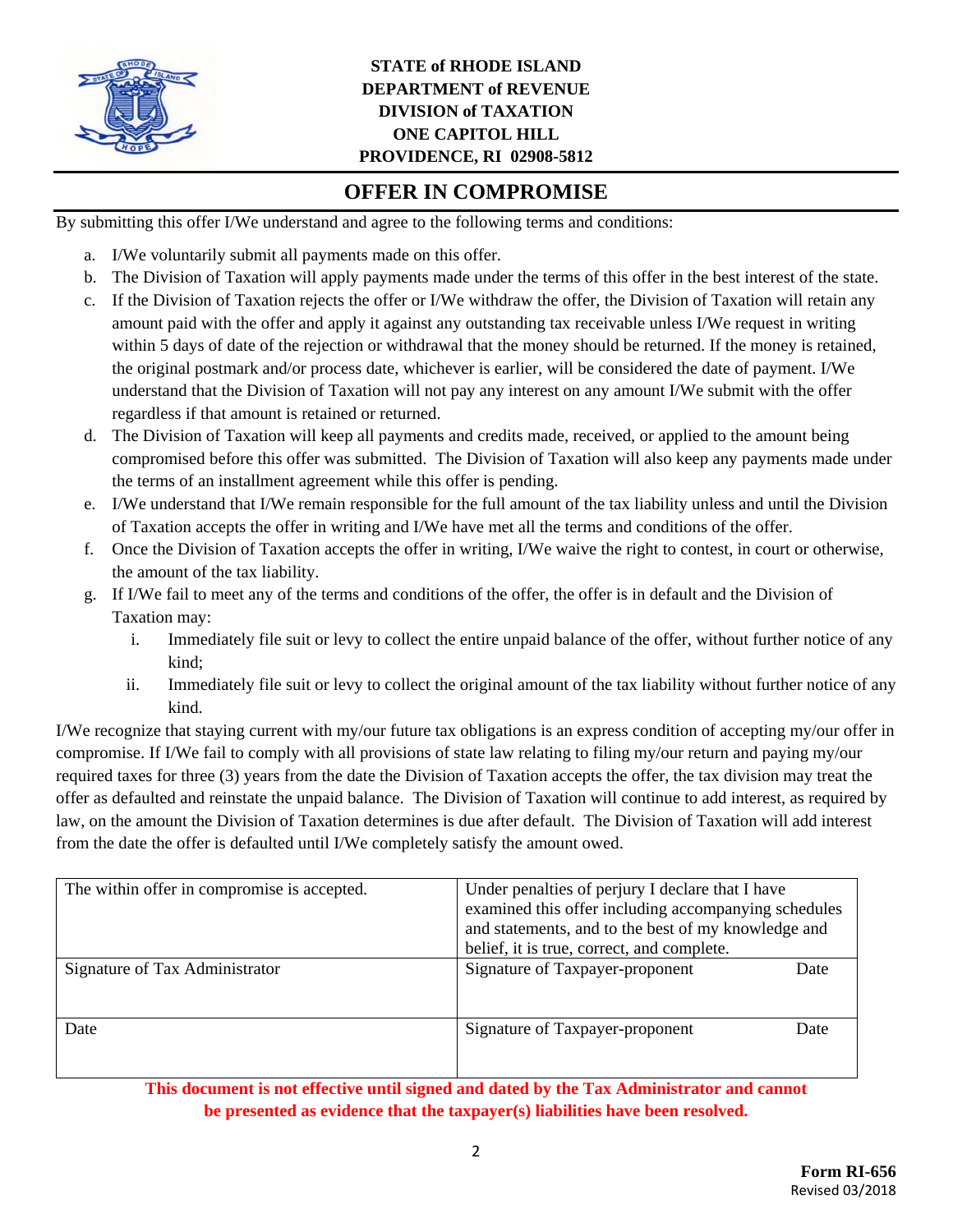**STATE of RHODE ISLAND**
**DEPARTMENT of REVENUE**
**DIVISION of TAXATION**
**ONE CAPITOL HILL**
**PROVIDENCE, RI 02908-5812**

# OFFER IN COMPROMISE

By submitting this offer I/We understand and agree to the following terms and conditions:

a. I/We voluntarily submit all payments made on this offer.
b. The Division of Taxation will apply payments made under the terms of this offer in the best interest of the state.
c. If the Division of Taxation rejects the offer or I/We withdraw the offer, the Division of Taxation will retain any amount paid with the offer and apply it against any outstanding tax receivable unless I/We request in writing within 5 days of date of the rejection or withdrawal that the money should be returned. If the money is retained, the original postmark and/or process date, whichever is earlier, will be considered the date of payment. I/We understand that the Division of Taxation will not pay any interest on any amount I/We submit with the offer regardless if that amount is retained or returned.
d. The Division of Taxation will keep all payments and credits made, received, or applied to the amount being compromised before this offer was submitted. The Division of Taxation will also keep any payments made under the terms of an installment agreement while this offer is pending.
e. I/We understand that I/We remain responsible for the full amount of the tax liability unless and until the Division of Taxation accepts the offer in writing and I/We have met all the terms and conditions of the offer.
f. Once the Division of Taxation accepts the offer in writing, I/We waive the right to contest, in court or otherwise, the amount of the tax liability.
g. If I/We fail to meet any of the terms and conditions of the offer, the offer is in default and the Division of Taxation may:
   i. Immediately file suit or levy to collect the entire unpaid balance of the offer, without further notice of any kind;
   ii. Immediately file suit or levy to collect the original amount of the tax liability without further notice of any kind.

I/We recognize that staying current with my/our future tax obligations is an express condition of accepting my/our offer in compromise. If I/We fail to comply with all provisions of state law relating to filing my/our return and paying my/our required taxes for three (3) years from the date the Division of Taxation accepts the offer, the tax division may treat the offer as defaulted and reinstate the unpaid balance. The Division of Taxation will continue to add interest, as required by law, on the amount the Division of Taxation determines is due after default. The Division of Taxation will add interest from the date the offer is defaulted until I/We completely satisfy the amount owed.

| | |
|---|---|
| The within offer in compromise is accepted. | Under penalties of perjury I declare that I have examined this offer including accompanying schedules and statements, and to the best of my knowledge and belief, it is true, correct, and complete. |
| Signature of Tax Administrator | Signature of Taxpayer-proponent &nbsp;&nbsp;&nbsp; Date |
| Date | Signature of Taxpayer-proponent &nbsp;&nbsp;&nbsp; Date |

**This document is not effective until signed and dated by the Tax Administrator and cannot be presented as evidence that the taxpayer(s) liabilities have been resolved.**

**Form RI-656**
Revised 03/2018